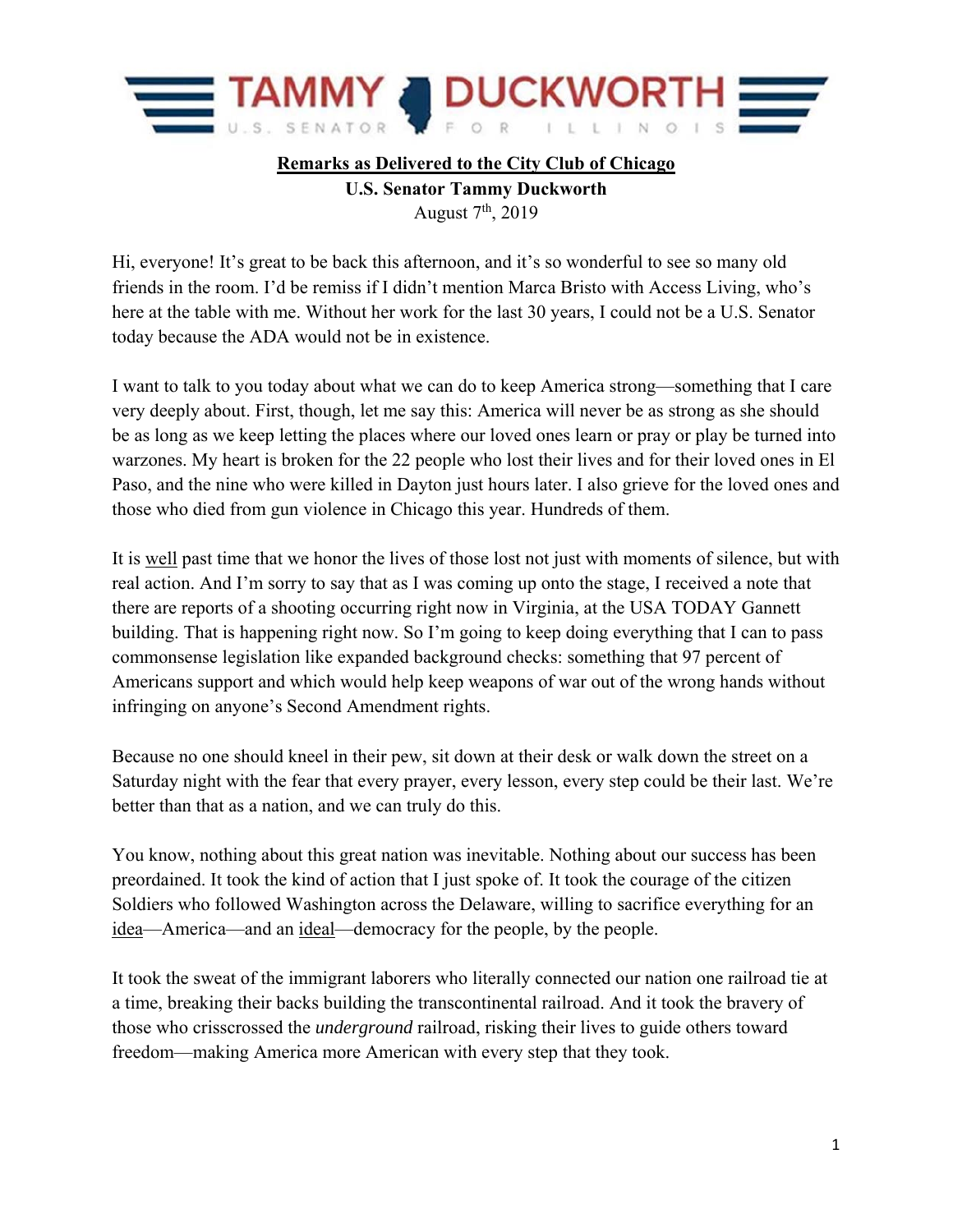TAMMY DUCKWORTH

U.S. SENATOR FOR ILLINOIS

**<u>Remarks as Delivered to the City Club of Chicago</u>**

**U.S. Senator Tammy Duckworth**

August 7th, 2019

Hi, everyone! It's great to be back this afternoon, and it's so wonderful to see so many old friends in the room. I'd be remiss if I didn't mention Marca Bristo with Access Living, who's here at the table with me. Without her work for the last 30 years, I could not be a U.S. Senator today because the ADA would not be in existence.

I want to talk to you today about what we can do to keep America strong—something that I care very deeply about. First, though, let me say this: America will never be as strong as she should be as long as we keep letting the places where our loved ones learn or pray or play be turned into warzones. My heart is broken for the 22 people who lost their lives and for their loved ones in El Paso, and the nine who were killed in Dayton just hours later. I also grieve for the loved ones and those who died from gun violence in Chicago this year. Hundreds of them.

It is <u>well</u> past time that we honor the lives of those lost not just with moments of silence, but with real action. And I'm sorry to say that as I was coming up onto the stage, I received a note that there are reports of a shooting occurring right now in Virginia, at the USA TODAY Gannett building. That is happening right now. So I'm going to keep doing everything that I can to pass commonsense legislation like expanded background checks: something that 97 percent of Americans support and which would help keep weapons of war out of the wrong hands without infringing on anyone's Second Amendment rights.

Because no one should kneel in their pew, sit down at their desk or walk down the street on a Saturday night with the fear that every prayer, every lesson, every step could be their last. We're better than that as a nation, and we can truly do this.

You know, nothing about this great nation was inevitable. Nothing about our success has been preordained. It took the kind of action that I just spoke of. It took the courage of the citizen Soldiers who followed Washington across the Delaware, willing to sacrifice everything for an <u>idea</u>—America—and an <u>ideal</u>—democracy for the people, by the people.

It took the sweat of the immigrant laborers who literally connected our nation one railroad tie at a time, breaking their backs building the transcontinental railroad. And it took the bravery of those who crisscrossed the *underground* railroad, risking their lives to guide others toward freedom—making America more American with every step that they took.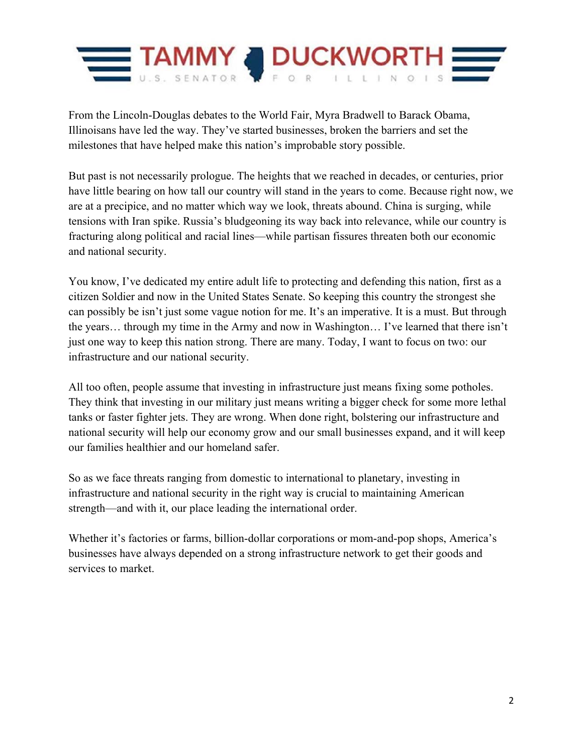From the Lincoln-Douglas debates to the World Fair, Myra Bradwell to Barack Obama, Illinoisans have led the way. They've started businesses, broken the barriers and set the milestones that have helped make this nation's improbable story possible.

But past is not necessarily prologue. The heights that we reached in decades, or centuries, prior have little bearing on how tall our country will stand in the years to come. Because right now, we are at a precipice, and no matter which way we look, threats abound. China is surging, while tensions with Iran spike. Russia's bludgeoning its way back into relevance, while our country is fracturing along political and racial lines—while partisan fissures threaten both our economic and national security.

You know, I've dedicated my entire adult life to protecting and defending this nation, first as a citizen Soldier and now in the United States Senate. So keeping this country the strongest she can possibly be isn't just some vague notion for me. It's an imperative. It is a must. But through the years… through my time in the Army and now in Washington… I've learned that there isn't just one way to keep this nation strong. There are many. Today, I want to focus on two: our infrastructure and our national security.

All too often, people assume that investing in infrastructure just means fixing some potholes. They think that investing in our military just means writing a bigger check for some more lethal tanks or faster fighter jets. They are wrong. When done right, bolstering our infrastructure and national security will help our economy grow and our small businesses expand, and it will keep our families healthier and our homeland safer.

So as we face threats ranging from domestic to international to planetary, investing in infrastructure and national security in the right way is crucial to maintaining American strength—and with it, our place leading the international order.

Whether it's factories or farms, billion-dollar corporations or mom-and-pop shops, America's businesses have always depended on a strong infrastructure network to get their goods and services to market.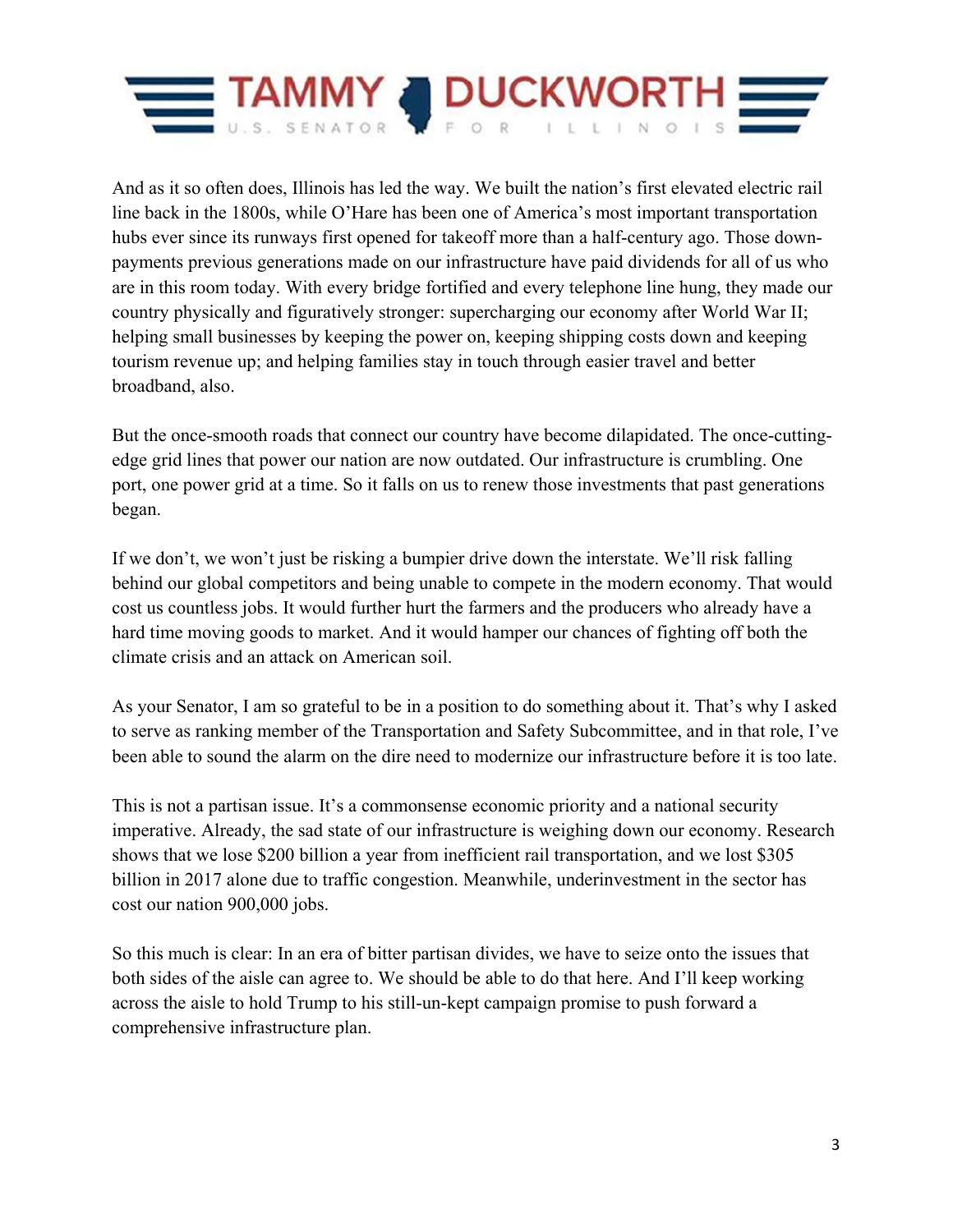And as it so often does, Illinois has led the way. We built the nation's first elevated electric rail line back in the 1800s, while O'Hare has been one of America's most important transportation hubs ever since its runways first opened for takeoff more than a half-century ago. Those down-payments previous generations made on our infrastructure have paid dividends for all of us who are in this room today. With every bridge fortified and every telephone line hung, they made our country physically and figuratively stronger: supercharging our economy after World War II; helping small businesses by keeping the power on, keeping shipping costs down and keeping tourism revenue up; and helping families stay in touch through easier travel and better broadband, also.

But the once-smooth roads that connect our country have become dilapidated. The once-cutting-edge grid lines that power our nation are now outdated. Our infrastructure is crumbling. One port, one power grid at a time. So it falls on us to renew those investments that past generations began.

If we don't, we won't just be risking a bumpier drive down the interstate. We'll risk falling behind our global competitors and being unable to compete in the modern economy. That would cost us countless jobs. It would further hurt the farmers and the producers who already have a hard time moving goods to market. And it would hamper our chances of fighting off both the climate crisis and an attack on American soil.

As your Senator, I am so grateful to be in a position to do something about it. That's why I asked to serve as ranking member of the Transportation and Safety Subcommittee, and in that role, I've been able to sound the alarm on the dire need to modernize our infrastructure before it is too late.

This is not a partisan issue. It's a commonsense economic priority and a national security imperative. Already, the sad state of our infrastructure is weighing down our economy. Research shows that we lose $200 billion a year from inefficient rail transportation, and we lost $305 billion in 2017 alone due to traffic congestion. Meanwhile, underinvestment in the sector has cost our nation 900,000 jobs.

So this much is clear: In an era of bitter partisan divides, we have to seize onto the issues that both sides of the aisle can agree to. We should be able to do that here. And I'll keep working across the aisle to hold Trump to his still-un-kept campaign promise to push forward a comprehensive infrastructure plan.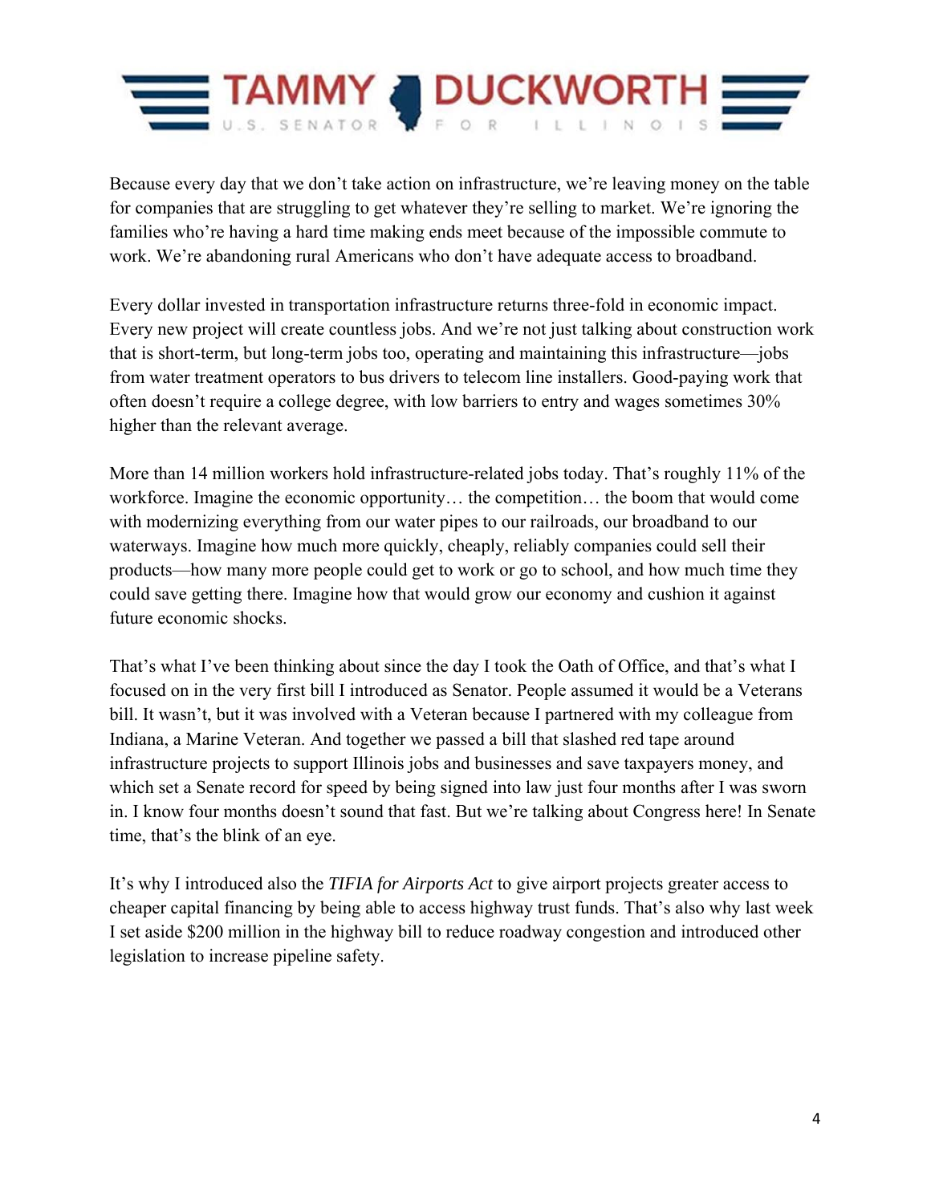Because every day that we don't take action on infrastructure, we're leaving money on the table for companies that are struggling to get whatever they're selling to market. We're ignoring the families who're having a hard time making ends meet because of the impossible commute to work. We're abandoning rural Americans who don't have adequate access to broadband.

Every dollar invested in transportation infrastructure returns three-fold in economic impact. Every new project will create countless jobs. And we're not just talking about construction work that is short-term, but long-term jobs too, operating and maintaining this infrastructure—jobs from water treatment operators to bus drivers to telecom line installers. Good-paying work that often doesn't require a college degree, with low barriers to entry and wages sometimes 30% higher than the relevant average.

More than 14 million workers hold infrastructure-related jobs today. That's roughly 11% of the workforce. Imagine the economic opportunity… the competition… the boom that would come with modernizing everything from our water pipes to our railroads, our broadband to our waterways. Imagine how much more quickly, cheaply, reliably companies could sell their products—how many more people could get to work or go to school, and how much time they could save getting there. Imagine how that would grow our economy and cushion it against future economic shocks.

That's what I've been thinking about since the day I took the Oath of Office, and that's what I focused on in the very first bill I introduced as Senator. People assumed it would be a Veterans bill. It wasn't, but it was involved with a Veteran because I partnered with my colleague from Indiana, a Marine Veteran. And together we passed a bill that slashed red tape around infrastructure projects to support Illinois jobs and businesses and save taxpayers money, and which set a Senate record for speed by being signed into law just four months after I was sworn in. I know four months doesn't sound that fast. But we're talking about Congress here! In Senate time, that's the blink of an eye.

It's why I introduced also the *TIFIA for Airports Act* to give airport projects greater access to cheaper capital financing by being able to access highway trust funds. That's also why last week I set aside $200 million in the highway bill to reduce roadway congestion and introduced other legislation to increase pipeline safety.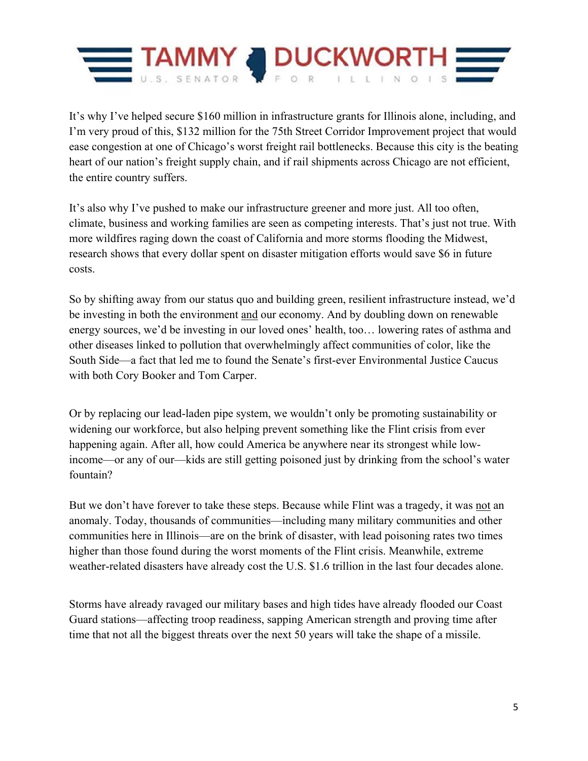It's why I've helped secure $160 million in infrastructure grants for Illinois alone, including, and I'm very proud of this, $132 million for the 75th Street Corridor Improvement project that would ease congestion at one of Chicago's worst freight rail bottlenecks. Because this city is the beating heart of our nation's freight supply chain, and if rail shipments across Chicago are not efficient, the entire country suffers.

It's also why I've pushed to make our infrastructure greener and more just. All too often, climate, business and working families are seen as competing interests. That's just not true. With more wildfires raging down the coast of California and more storms flooding the Midwest, research shows that every dollar spent on disaster mitigation efforts would save $6 in future costs.

So by shifting away from our status quo and building green, resilient infrastructure instead, we'd be investing in both the environment <u>and</u> our economy. And by doubling down on renewable energy sources, we'd be investing in our loved ones' health, too… lowering rates of asthma and other diseases linked to pollution that overwhelmingly affect communities of color, like the South Side—a fact that led me to found the Senate's first-ever Environmental Justice Caucus with both Cory Booker and Tom Carper.

Or by replacing our lead-laden pipe system, we wouldn't only be promoting sustainability or widening our workforce, but also helping prevent something like the Flint crisis from ever happening again. After all, how could America be anywhere near its strongest while low-income—or any of our—kids are still getting poisoned just by drinking from the school's water fountain?

But we don't have forever to take these steps. Because while Flint was a tragedy, it was <u>not</u> an anomaly. Today, thousands of communities—including many military communities and other communities here in Illinois—are on the brink of disaster, with lead poisoning rates two times higher than those found during the worst moments of the Flint crisis. Meanwhile, extreme weather-related disasters have already cost the U.S. $1.6 trillion in the last four decades alone.

Storms have already ravaged our military bases and high tides have already flooded our Coast Guard stations—affecting troop readiness, sapping American strength and proving time after time that not all the biggest threats over the next 50 years will take the shape of a missile.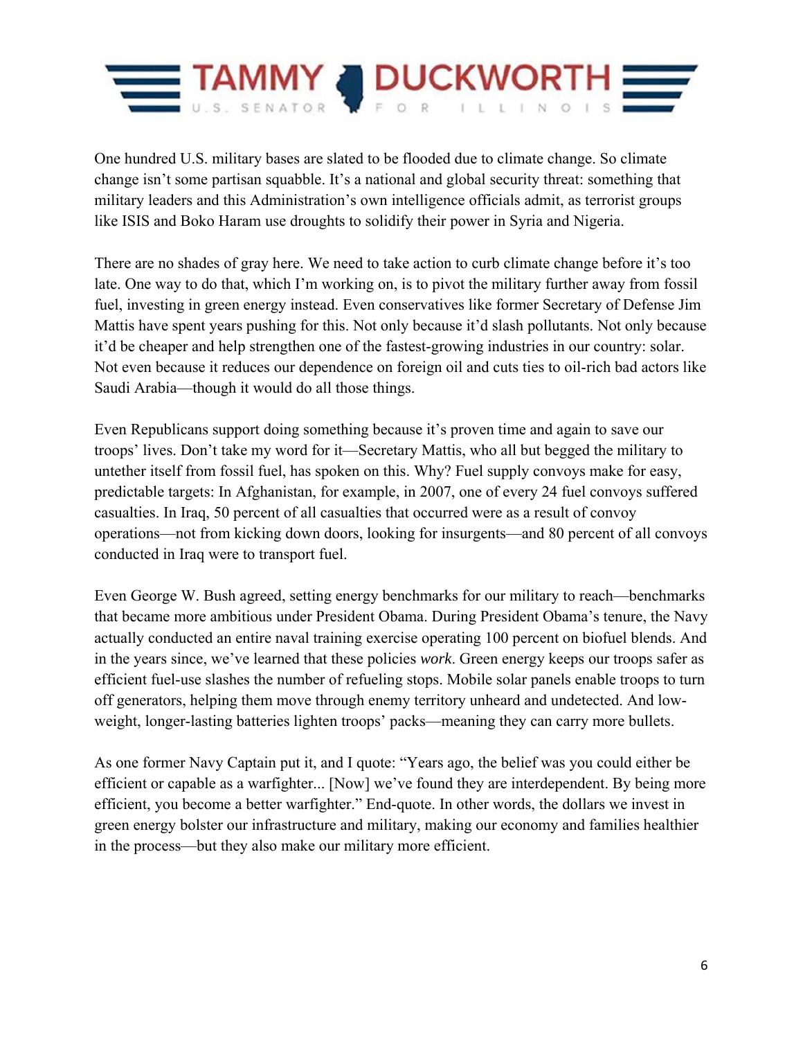One hundred U.S. military bases are slated to be flooded due to climate change. So climate change isn't some partisan squabble. It's a national and global security threat: something that military leaders and this Administration's own intelligence officials admit, as terrorist groups like ISIS and Boko Haram use droughts to solidify their power in Syria and Nigeria.

There are no shades of gray here. We need to take action to curb climate change before it's too late. One way to do that, which I'm working on, is to pivot the military further away from fossil fuel, investing in green energy instead. Even conservatives like former Secretary of Defense Jim Mattis have spent years pushing for this. Not only because it'd slash pollutants. Not only because it'd be cheaper and help strengthen one of the fastest-growing industries in our country: solar. Not even because it reduces our dependence on foreign oil and cuts ties to oil-rich bad actors like Saudi Arabia—though it would do all those things.

Even Republicans support doing something because it's proven time and again to save our troops' lives. Don't take my word for it—Secretary Mattis, who all but begged the military to untether itself from fossil fuel, has spoken on this. Why? Fuel supply convoys make for easy, predictable targets: In Afghanistan, for example, in 2007, one of every 24 fuel convoys suffered casualties. In Iraq, 50 percent of all casualties that occurred were as a result of convoy operations—not from kicking down doors, looking for insurgents—and 80 percent of all convoys conducted in Iraq were to transport fuel.

Even George W. Bush agreed, setting energy benchmarks for our military to reach—benchmarks that became more ambitious under President Obama. During President Obama's tenure, the Navy actually conducted an entire naval training exercise operating 100 percent on biofuel blends. And in the years since, we've learned that these policies *work*. Green energy keeps our troops safer as efficient fuel-use slashes the number of refueling stops. Mobile solar panels enable troops to turn off generators, helping them move through enemy territory unheard and undetected. And low-weight, longer-lasting batteries lighten troops' packs—meaning they can carry more bullets.

As one former Navy Captain put it, and I quote: "Years ago, the belief was you could either be efficient or capable as a warfighter... [Now] we've found they are interdependent. By being more efficient, you become a better warfighter." End-quote. In other words, the dollars we invest in green energy bolster our infrastructure and military, making our economy and families healthier in the process—but they also make our military more efficient.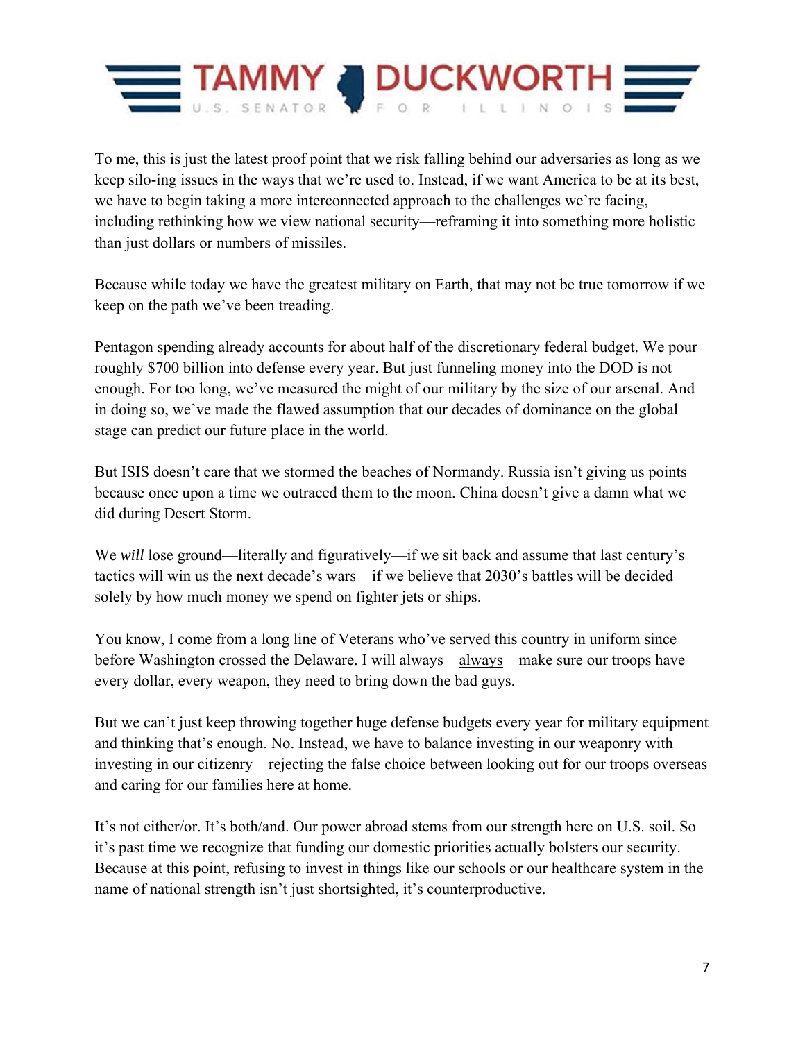To me, this is just the latest proof point that we risk falling behind our adversaries as long as we keep silo-ing issues in the ways that we're used to. Instead, if we want America to be at its best, we have to begin taking a more interconnected approach to the challenges we're facing, including rethinking how we view national security—reframing it into something more holistic than just dollars or numbers of missiles.

Because while today we have the greatest military on Earth, that may not be true tomorrow if we keep on the path we've been treading.

Pentagon spending already accounts for about half of the discretionary federal budget. We pour roughly $700 billion into defense every year. But just funneling money into the DOD is not enough. For too long, we've measured the might of our military by the size of our arsenal. And in doing so, we've made the flawed assumption that our decades of dominance on the global stage can predict our future place in the world.

But ISIS doesn't care that we stormed the beaches of Normandy. Russia isn't giving us points because once upon a time we outraced them to the moon. China doesn't give a damn what we did during Desert Storm.

We *will* lose ground—literally and figuratively—if we sit back and assume that last century's tactics will win us the next decade's wars—if we believe that 2030's battles will be decided solely by how much money we spend on fighter jets or ships.

You know, I come from a long line of Veterans who've served this country in uniform since before Washington crossed the Delaware. I will always—<u>always</u>—make sure our troops have every dollar, every weapon, they need to bring down the bad guys.

But we can't just keep throwing together huge defense budgets every year for military equipment and thinking that's enough. No. Instead, we have to balance investing in our weaponry with investing in our citizenry—rejecting the false choice between looking out for our troops overseas and caring for our families here at home.

It's not either/or. It's both/and. Our power abroad stems from our strength here on U.S. soil. So it's past time we recognize that funding our domestic priorities actually bolsters our security. Because at this point, refusing to invest in things like our schools or our healthcare system in the name of national strength isn't just shortsighted, it's counterproductive.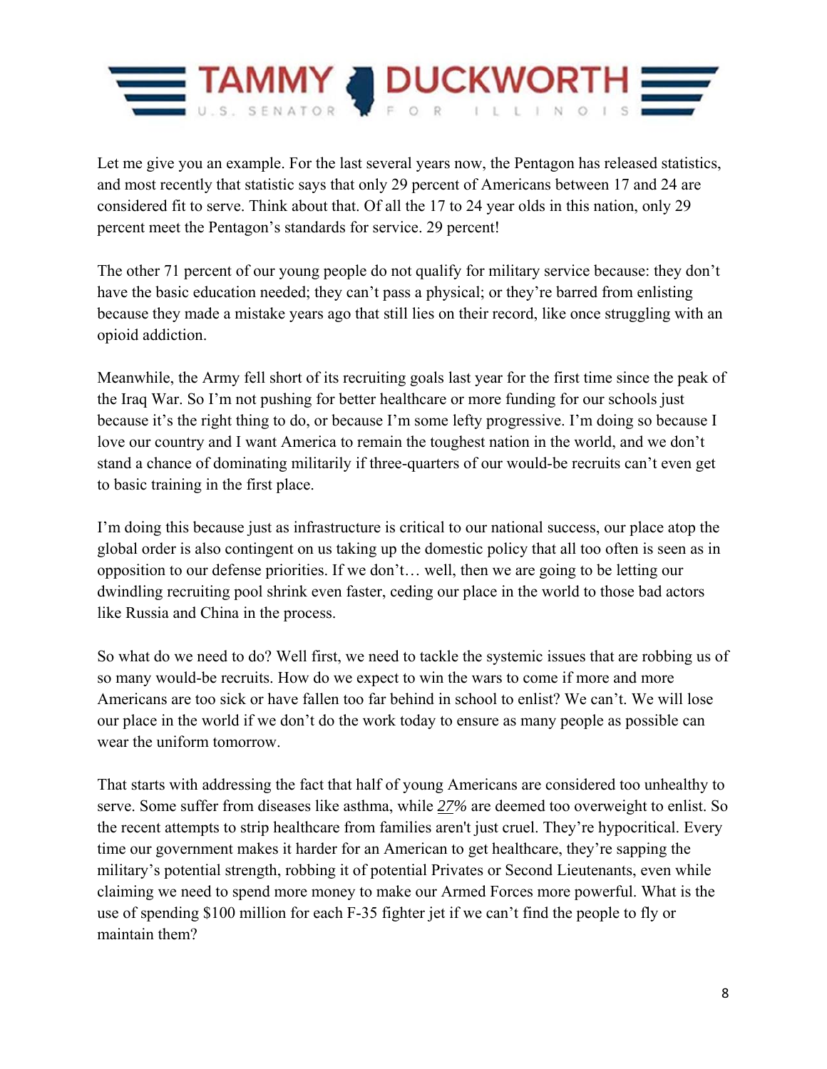Let me give you an example. For the last several years now, the Pentagon has released statistics, and most recently that statistic says that only 29 percent of Americans between 17 and 24 are considered fit to serve. Think about that. Of all the 17 to 24 year olds in this nation, only 29 percent meet the Pentagon's standards for service. 29 percent!

The other 71 percent of our young people do not qualify for military service because: they don't have the basic education needed; they can't pass a physical; or they're barred from enlisting because they made a mistake years ago that still lies on their record, like once struggling with an opioid addiction.

Meanwhile, the Army fell short of its recruiting goals last year for the first time since the peak of the Iraq War. So I'm not pushing for better healthcare or more funding for our schools just because it's the right thing to do, or because I'm some lefty progressive. I'm doing so because I love our country and I want America to remain the toughest nation in the world, and we don't stand a chance of dominating militarily if three-quarters of our would-be recruits can't even get to basic training in the first place.

I'm doing this because just as infrastructure is critical to our national success, our place atop the global order is also contingent on us taking up the domestic policy that all too often is seen as in opposition to our defense priorities. If we don't… well, then we are going to be letting our dwindling recruiting pool shrink even faster, ceding our place in the world to those bad actors like Russia and China in the process.

So what do we need to do? Well first, we need to tackle the systemic issues that are robbing us of so many would-be recruits. How do we expect to win the wars to come if more and more Americans are too sick or have fallen too far behind in school to enlist? We can't. We will lose our place in the world if we don't do the work today to ensure as many people as possible can wear the uniform tomorrow.

That starts with addressing the fact that half of young Americans are considered too unhealthy to serve. Some suffer from diseases like asthma, while *27%* are deemed too overweight to enlist. So the recent attempts to strip healthcare from families aren't just cruel. They're hypocritical. Every time our government makes it harder for an American to get healthcare, they're sapping the military's potential strength, robbing it of potential Privates or Second Lieutenants, even while claiming we need to spend more money to make our Armed Forces more powerful. What is the use of spending $100 million for each F-35 fighter jet if we can't find the people to fly or maintain them?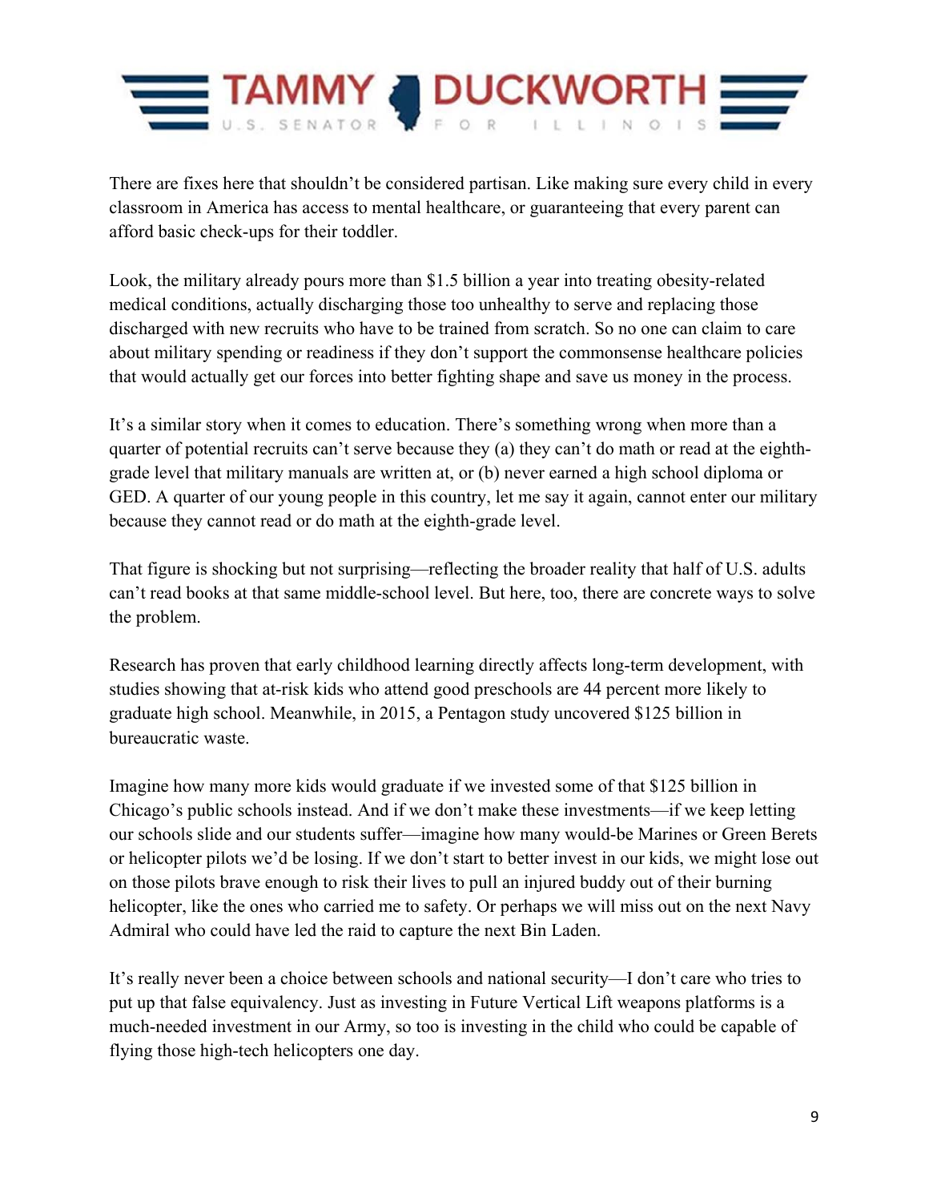There are fixes here that shouldn't be considered partisan. Like making sure every child in every classroom in America has access to mental healthcare, or guaranteeing that every parent can afford basic check-ups for their toddler.

Look, the military already pours more than $1.5 billion a year into treating obesity-related medical conditions, actually discharging those too unhealthy to serve and replacing those discharged with new recruits who have to be trained from scratch. So no one can claim to care about military spending or readiness if they don't support the commonsense healthcare policies that would actually get our forces into better fighting shape and save us money in the process.

It's a similar story when it comes to education. There's something wrong when more than a quarter of potential recruits can't serve because they (a) they can't do math or read at the eighth-grade level that military manuals are written at, or (b) never earned a high school diploma or GED. A quarter of our young people in this country, let me say it again, cannot enter our military because they cannot read or do math at the eighth-grade level.

That figure is shocking but not surprising—reflecting the broader reality that half of U.S. adults can't read books at that same middle-school level. But here, too, there are concrete ways to solve the problem.

Research has proven that early childhood learning directly affects long-term development, with studies showing that at-risk kids who attend good preschools are 44 percent more likely to graduate high school. Meanwhile, in 2015, a Pentagon study uncovered $125 billion in bureaucratic waste.

Imagine how many more kids would graduate if we invested some of that $125 billion in Chicago's public schools instead. And if we don't make these investments—if we keep letting our schools slide and our students suffer—imagine how many would-be Marines or Green Berets or helicopter pilots we'd be losing. If we don't start to better invest in our kids, we might lose out on those pilots brave enough to risk their lives to pull an injured buddy out of their burning helicopter, like the ones who carried me to safety. Or perhaps we will miss out on the next Navy Admiral who could have led the raid to capture the next Bin Laden.

It's really never been a choice between schools and national security—I don't care who tries to put up that false equivalency. Just as investing in Future Vertical Lift weapons platforms is a much-needed investment in our Army, so too is investing in the child who could be capable of flying those high-tech helicopters one day.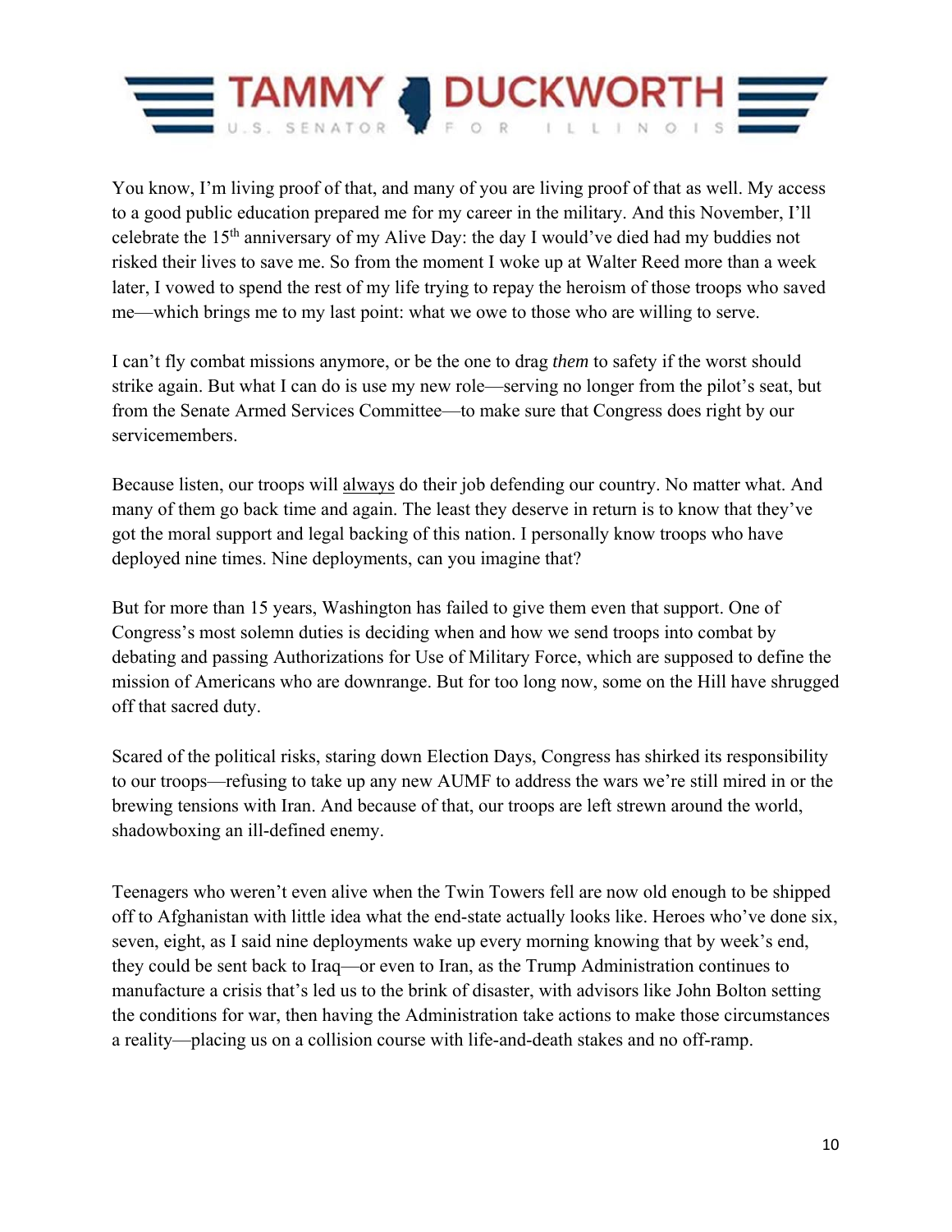You know, I'm living proof of that, and many of you are living proof of that as well. My access to a good public education prepared me for my career in the military. And this November, I'll celebrate the 15th anniversary of my Alive Day: the day I would've died had my buddies not risked their lives to save me. So from the moment I woke up at Walter Reed more than a week later, I vowed to spend the rest of my life trying to repay the heroism of those troops who saved me—which brings me to my last point: what we owe to those who are willing to serve.

I can't fly combat missions anymore, or be the one to drag *them* to safety if the worst should strike again. But what I can do is use my new role—serving no longer from the pilot's seat, but from the Senate Armed Services Committee—to make sure that Congress does right by our servicemembers.

Because listen, our troops will <u>always</u> do their job defending our country. No matter what. And many of them go back time and again. The least they deserve in return is to know that they've got the moral support and legal backing of this nation. I personally know troops who have deployed nine times. Nine deployments, can you imagine that?

But for more than 15 years, Washington has failed to give them even that support. One of Congress's most solemn duties is deciding when and how we send troops into combat by debating and passing Authorizations for Use of Military Force, which are supposed to define the mission of Americans who are downrange. But for too long now, some on the Hill have shrugged off that sacred duty.

Scared of the political risks, staring down Election Days, Congress has shirked its responsibility to our troops—refusing to take up any new AUMF to address the wars we're still mired in or the brewing tensions with Iran. And because of that, our troops are left strewn around the world, shadowboxing an ill-defined enemy.

Teenagers who weren't even alive when the Twin Towers fell are now old enough to be shipped off to Afghanistan with little idea what the end-state actually looks like. Heroes who've done six, seven, eight, as I said nine deployments wake up every morning knowing that by week's end, they could be sent back to Iraq—or even to Iran, as the Trump Administration continues to manufacture a crisis that's led us to the brink of disaster, with advisors like John Bolton setting the conditions for war, then having the Administration take actions to make those circumstances a reality—placing us on a collision course with life-and-death stakes and no off-ramp.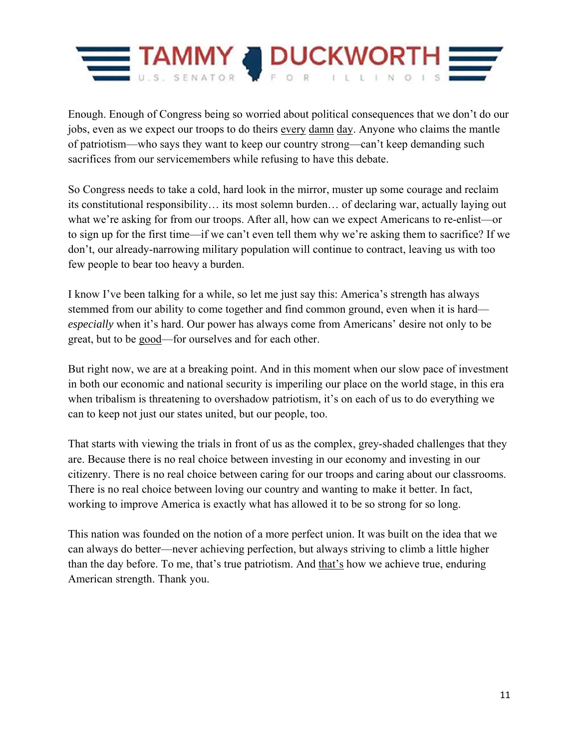Enough. Enough of Congress being so worried about political consequences that we don't do our jobs, even as we expect our troops to do theirs every damn day. Anyone who claims the mantle of patriotism—who says they want to keep our country strong—can't keep demanding such sacrifices from our servicemembers while refusing to have this debate.

So Congress needs to take a cold, hard look in the mirror, muster up some courage and reclaim its constitutional responsibility… its most solemn burden… of declaring war, actually laying out what we're asking for from our troops. After all, how can we expect Americans to re-enlist—or to sign up for the first time—if we can't even tell them why we're asking them to sacrifice? If we don't, our already-narrowing military population will continue to contract, leaving us with too few people to bear too heavy a burden.

I know I've been talking for a while, so let me just say this: America's strength has always stemmed from our ability to come together and find common ground, even when it is hard—*especially* when it's hard. Our power has always come from Americans' desire not only to be great, but to be good—for ourselves and for each other.

But right now, we are at a breaking point. And in this moment when our slow pace of investment in both our economic and national security is imperiling our place on the world stage, in this era when tribalism is threatening to overshadow patriotism, it's on each of us to do everything we can to keep not just our states united, but our people, too.

That starts with viewing the trials in front of us as the complex, grey-shaded challenges that they are. Because there is no real choice between investing in our economy and investing in our citizenry. There is no real choice between caring for our troops and caring about our classrooms. There is no real choice between loving our country and wanting to make it better. In fact, working to improve America is exactly what has allowed it to be so strong for so long.

This nation was founded on the notion of a more perfect union. It was built on the idea that we can always do better—never achieving perfection, but always striving to climb a little higher than the day before. To me, that's true patriotism. And that's how we achieve true, enduring American strength. Thank you.